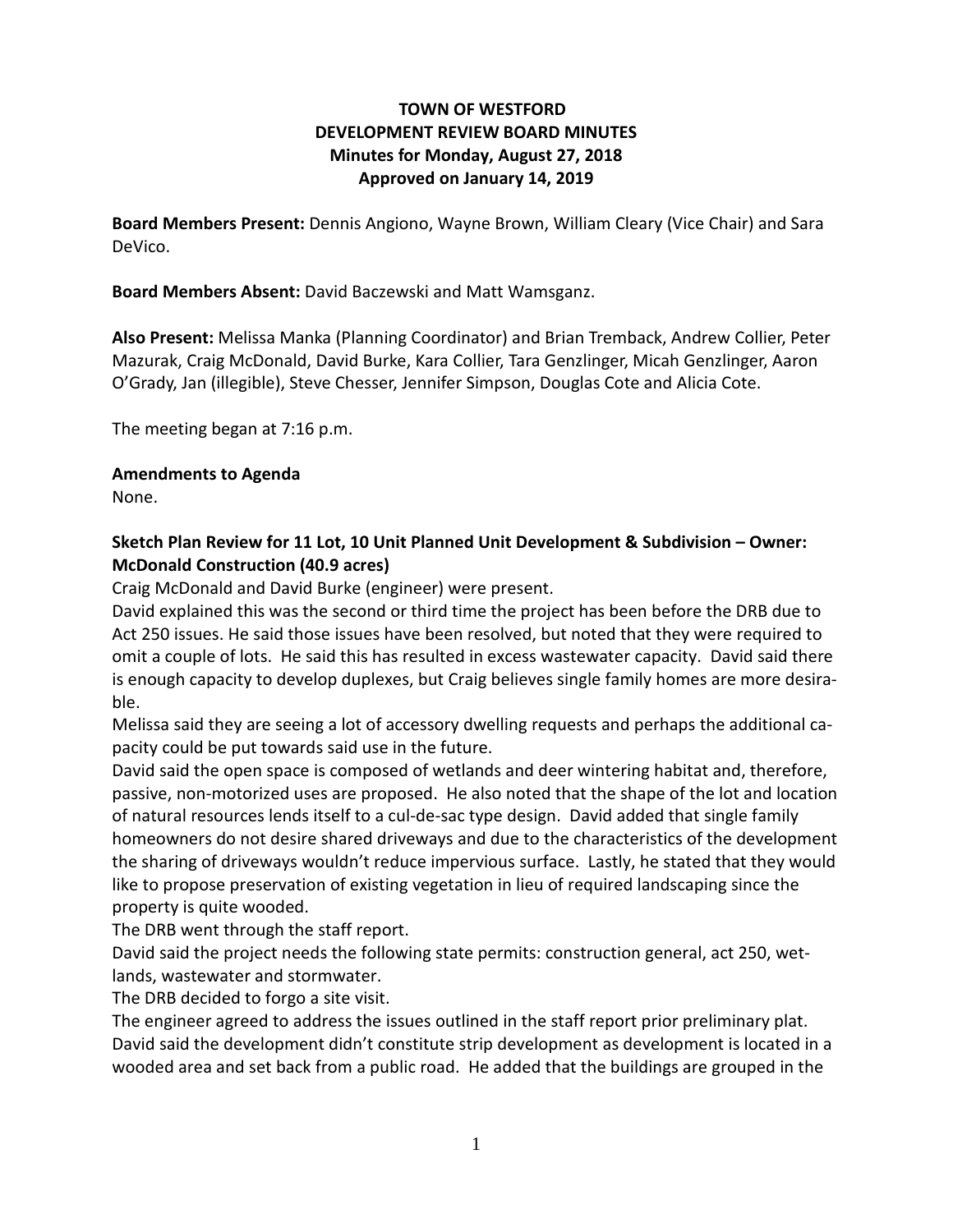**TOWN OF WESTFORD**
**DEVELOPMENT REVIEW BOARD MINUTES**
**Minutes for Monday, August 27, 2018**
**Approved on January 14, 2019**

**Board Members Present:** Dennis Angiono, Wayne Brown, William Cleary (Vice Chair) and Sara DeVico.

**Board Members Absent:** David Baczewski and Matt Wamsganz.

**Also Present:** Melissa Manka (Planning Coordinator) and Brian Tremback, Andrew Collier, Peter Mazurak, Craig McDonald, David Burke, Kara Collier, Tara Genzlinger, Micah Genzlinger, Aaron O'Grady, Jan (illegible), Steve Chesser, Jennifer Simpson, Douglas Cote and Alicia Cote.

The meeting began at 7:16 p.m.

**Amendments to Agenda**
None.

**Sketch Plan Review for 11 Lot, 10 Unit Planned Unit Development & Subdivision – Owner: McDonald Construction (40.9 acres)**
Craig McDonald and David Burke (engineer) were present.
David explained this was the second or third time the project has been before the DRB due to Act 250 issues. He said those issues have been resolved, but noted that they were required to omit a couple of lots. He said this has resulted in excess wastewater capacity. David said there is enough capacity to develop duplexes, but Craig believes single family homes are more desirable.
Melissa said they are seeing a lot of accessory dwelling requests and perhaps the additional capacity could be put towards said use in the future.
David said the open space is composed of wetlands and deer wintering habitat and, therefore, passive, non-motorized uses are proposed. He also noted that the shape of the lot and location of natural resources lends itself to a cul-de-sac type design. David added that single family homeowners do not desire shared driveways and due to the characteristics of the development the sharing of driveways wouldn't reduce impervious surface. Lastly, he stated that they would like to propose preservation of existing vegetation in lieu of required landscaping since the property is quite wooded.
The DRB went through the staff report.
David said the project needs the following state permits: construction general, act 250, wetlands, wastewater and stormwater.
The DRB decided to forgo a site visit.
The engineer agreed to address the issues outlined in the staff report prior preliminary plat.
David said the development didn't constitute strip development as development is located in a wooded area and set back from a public road. He added that the buildings are grouped in the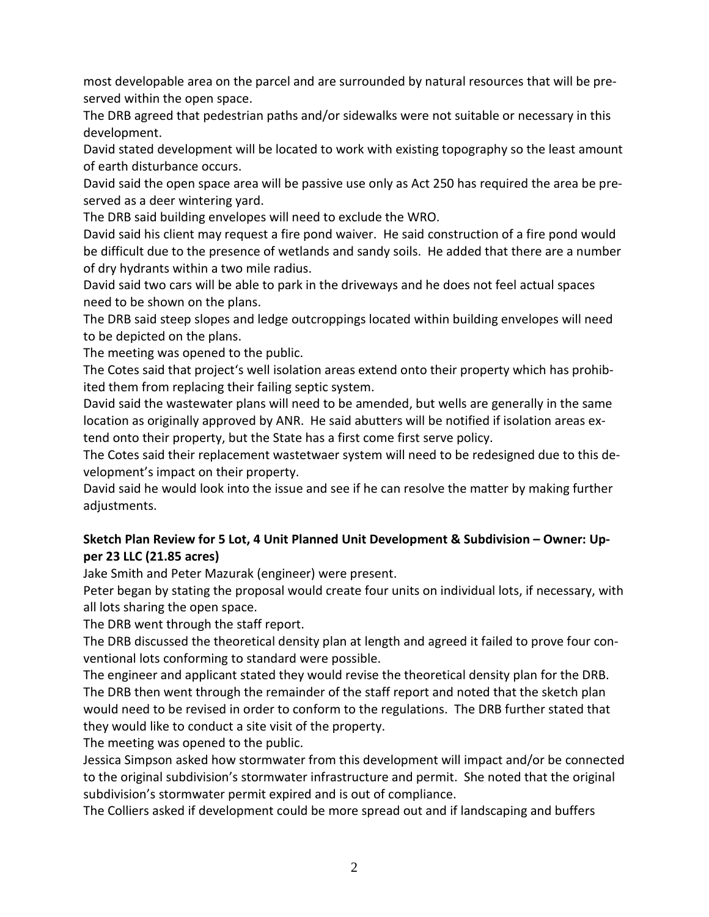most developable area on the parcel and are surrounded by natural resources that will be preserved within the open space.

The DRB agreed that pedestrian paths and/or sidewalks were not suitable or necessary in this development.

David stated development will be located to work with existing topography so the least amount of earth disturbance occurs.

David said the open space area will be passive use only as Act 250 has required the area be preserved as a deer wintering yard.

The DRB said building envelopes will need to exclude the WRO.

David said his client may request a fire pond waiver. He said construction of a fire pond would be difficult due to the presence of wetlands and sandy soils. He added that there are a number of dry hydrants within a two mile radius.

David said two cars will be able to park in the driveways and he does not feel actual spaces need to be shown on the plans.

The DRB said steep slopes and ledge outcroppings located within building envelopes will need to be depicted on the plans.

The meeting was opened to the public.

The Cotes said that project's well isolation areas extend onto their property which has prohibited them from replacing their failing septic system.

David said the wastewater plans will need to be amended, but wells are generally in the same location as originally approved by ANR. He said abutters will be notified if isolation areas extend onto their property, but the State has a first come first serve policy.

The Cotes said their replacement wastetwaer system will need to be redesigned due to this development's impact on their property.

David said he would look into the issue and see if he can resolve the matter by making further adjustments.

**Sketch Plan Review for 5 Lot, 4 Unit Planned Unit Development & Subdivision – Owner: Upper 23 LLC (21.85 acres)**

Jake Smith and Peter Mazurak (engineer) were present.

Peter began by stating the proposal would create four units on individual lots, if necessary, with all lots sharing the open space.

The DRB went through the staff report.

The DRB discussed the theoretical density plan at length and agreed it failed to prove four conventional lots conforming to standard were possible.

The engineer and applicant stated they would revise the theoretical density plan for the DRB.

The DRB then went through the remainder of the staff report and noted that the sketch plan would need to be revised in order to conform to the regulations. The DRB further stated that they would like to conduct a site visit of the property.

The meeting was opened to the public.

Jessica Simpson asked how stormwater from this development will impact and/or be connected to the original subdivision's stormwater infrastructure and permit. She noted that the original subdivision's stormwater permit expired and is out of compliance.

The Colliers asked if development could be more spread out and if landscaping and buffers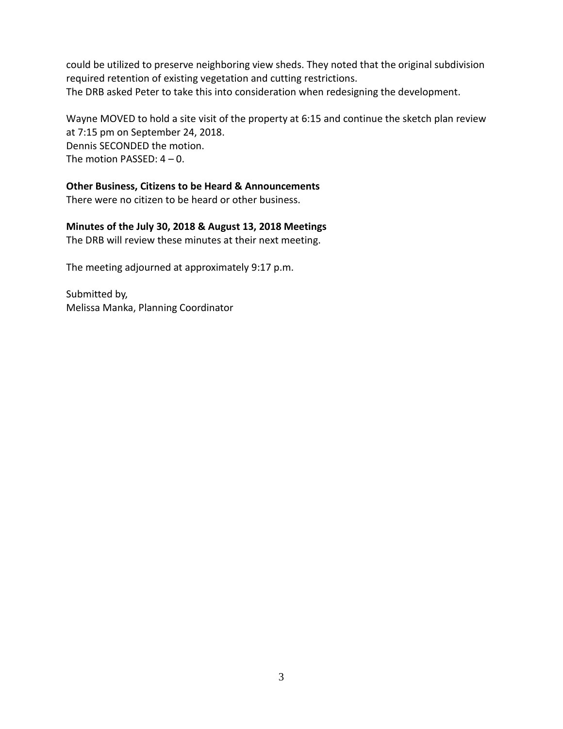could be utilized to preserve neighboring view sheds. They noted that the original subdivision required retention of existing vegetation and cutting restrictions.
The DRB asked Peter to take this into consideration when redesigning the development.

Wayne MOVED to hold a site visit of the property at 6:15 and continue the sketch plan review at 7:15 pm on September 24, 2018.
Dennis SECONDED the motion.
The motion PASSED: 4 – 0.

**Other Business, Citizens to be Heard & Announcements**
There were no citizen to be heard or other business.

**Minutes of the July 30, 2018 & August 13, 2018 Meetings**
The DRB will review these minutes at their next meeting.

The meeting adjourned at approximately 9:17 p.m.

Submitted by,
Melissa Manka, Planning Coordinator